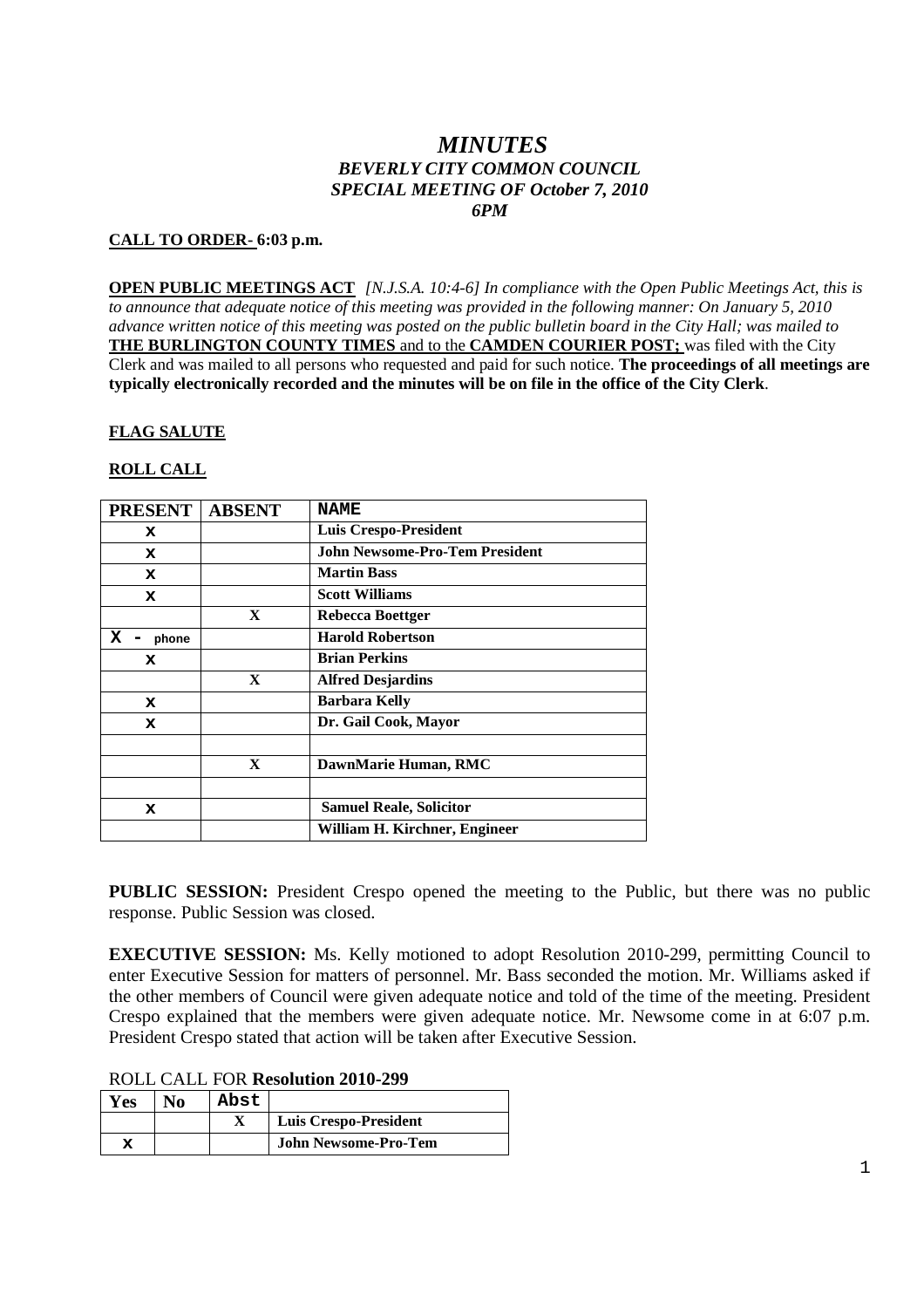# *MINUTES*
## *BEVERLY CITY COMMON COUNCIL*
## *SPECIAL MEETING OF October 7, 2010*
## *6PM*

**CALL TO ORDER- 6:03 p.m.**

**OPEN PUBLIC MEETINGS ACT** *[N.J.S.A. 10:4-6] In compliance with the Open Public Meetings Act, this is to announce that adequate notice of this meeting was provided in the following manner: On January 5, 2010 advance written notice of this meeting was posted on the public bulletin board in the City Hall; was mailed to* **THE BURLINGTON COUNTY TIMES** and to the **CAMDEN COURIER POST;** was filed with the City Clerk and was mailed to all persons who requested and paid for such notice. **The proceedings of all meetings are typically electronically recorded and the minutes will be on file in the office of the City Clerk**.

**FLAG SALUTE**

**ROLL CALL**

| PRESENT | ABSENT | NAME |
|---|---|---|
| X | | Luis Crespo-President |
| X | | John Newsome-Pro-Tem President |
| X | | Martin Bass |
| X | | Scott Williams |
| | X | Rebecca Boettger |
| X - phone | | Harold Robertson |
| X | | Brian Perkins |
| | X | Alfred Desjardins |
| X | | Barbara Kelly |
| X | | Dr. Gail Cook, Mayor |
| | | |
| | X | DawnMarie Human, RMC |
| | | |
| X | | Samuel Reale, Solicitor |
| | | William H. Kirchner, Engineer |

**PUBLIC SESSION:** President Crespo opened the meeting to the Public, but there was no public response. Public Session was closed.

**EXECUTIVE SESSION:** Ms. Kelly motioned to adopt Resolution 2010-299, permitting Council to enter Executive Session for matters of personnel. Mr. Bass seconded the motion. Mr. Williams asked if the other members of Council were given adequate notice and told of the time of the meeting. President Crespo explained that the members were given adequate notice. Mr. Newsome come in at 6:07 p.m. President Crespo stated that action will be taken after Executive Session.

ROLL CALL FOR **Resolution 2010-299**

| Yes | No | Abst | |
|---|---|---|---|
| | | X | Luis Crespo-President |
| X | | | John Newsome-Pro-Tem |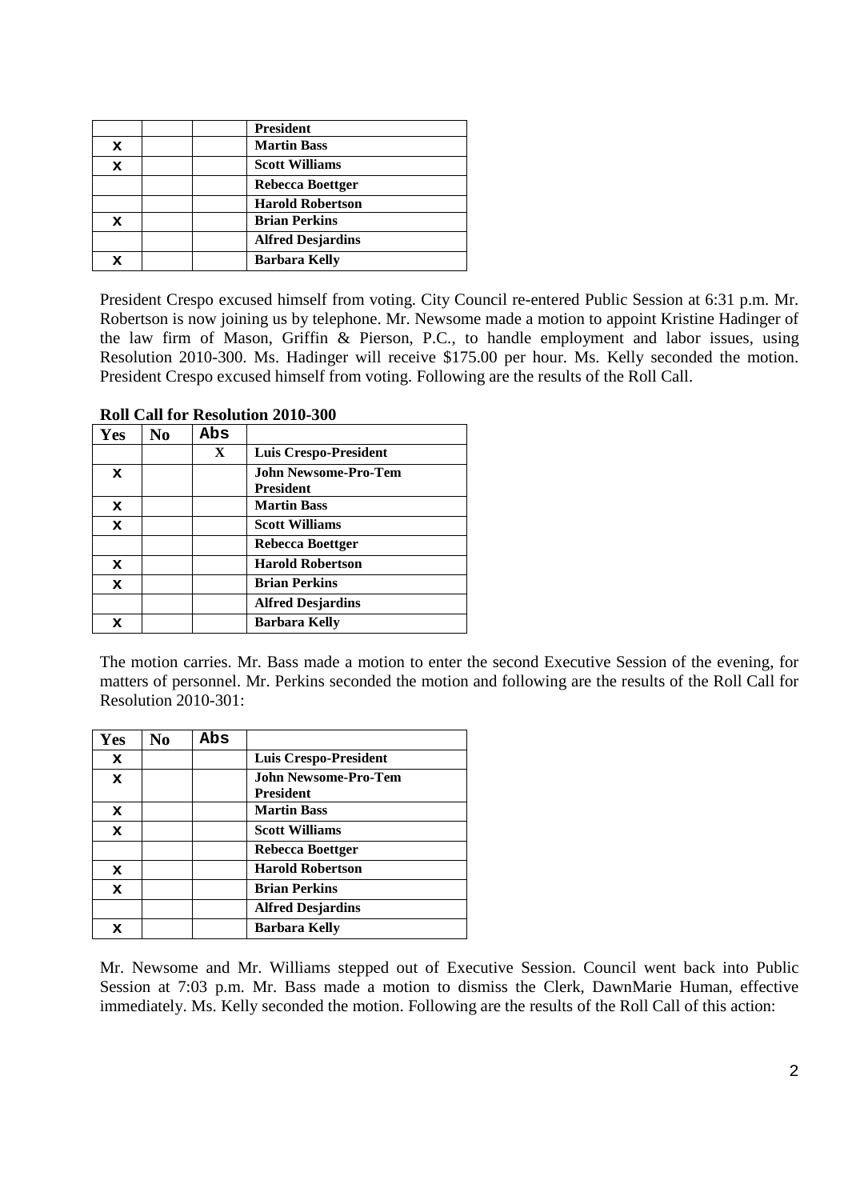| | | | President |
|---|---|---|---|
| X | | | Martin Bass |
| X | | | Scott Williams |
| | | | Rebecca Boettger |
| | | | Harold Robertson |
| X | | | Brian Perkins |
| | | | Alfred Desjardins |
| X | | | Barbara Kelly |

President Crespo excused himself from voting. City Council re-entered Public Session at 6:31 p.m. Mr. Robertson is now joining us by telephone. Mr. Newsome made a motion to appoint Kristine Hadinger of the law firm of Mason, Griffin & Pierson, P.C., to handle employment and labor issues, using Resolution 2010-300. Ms. Hadinger will receive $175.00 per hour. Ms. Kelly seconded the motion. President Crespo excused himself from voting. Following are the results of the Roll Call.

**Roll Call for Resolution 2010-300**

| Yes | No | Abs | |
|---|---|---|---|
| | | X | **Luis Crespo-President** |
| X | | | **John Newsome-Pro-Tem President** |
| X | | | **Martin Bass** |
| X | | | **Scott Williams** |
| | | | **Rebecca Boettger** |
| X | | | **Harold Robertson** |
| X | | | **Brian Perkins** |
| | | | **Alfred Desjardins** |
| X | | | **Barbara Kelly** |

The motion carries. Mr. Bass made a motion to enter the second Executive Session of the evening, for matters of personnel. Mr. Perkins seconded the motion and following are the results of the Roll Call for Resolution 2010-301:

| Yes | No | Abs | |
|---|---|---|---|
| X | | | **Luis Crespo-President** |
| X | | | **John Newsome-Pro-Tem President** |
| X | | | **Martin Bass** |
| X | | | **Scott Williams** |
| | | | **Rebecca Boettger** |
| X | | | **Harold Robertson** |
| X | | | **Brian Perkins** |
| | | | **Alfred Desjardins** |
| X | | | **Barbara Kelly** |

Mr. Newsome and Mr. Williams stepped out of Executive Session. Council went back into Public Session at 7:03 p.m. Mr. Bass made a motion to dismiss the Clerk, DawnMarie Human, effective immediately. Ms. Kelly seconded the motion. Following are the results of the Roll Call of this action: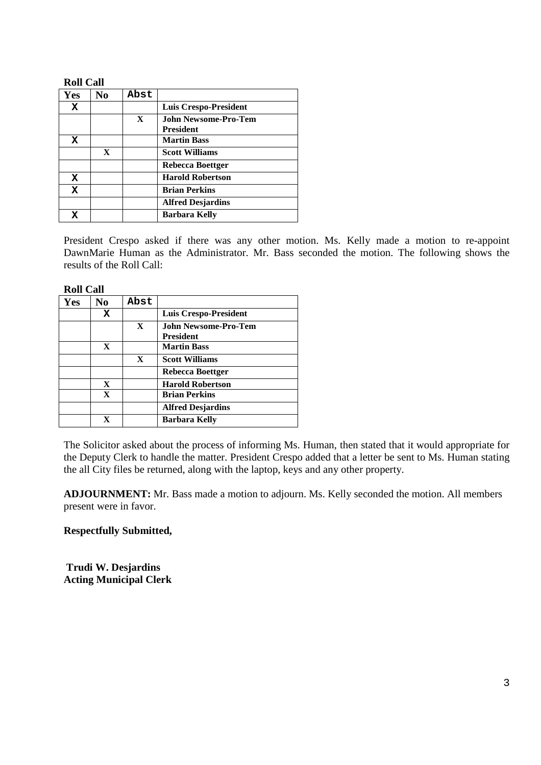**Roll Call**

| Yes | No | Abst | |
|---|---|---|---|
| X | | | **Luis Crespo-President** |
| | | X | **John Newsome-Pro-Tem President** |
| X | | | **Martin Bass** |
| | X | | **Scott Williams** |
| | | | **Rebecca Boettger** |
| X | | | **Harold Robertson** |
| X | | | **Brian Perkins** |
| | | | **Alfred Desjardins** |
| X | | | **Barbara Kelly** |

President Crespo asked if there was any other motion. Ms. Kelly made a motion to re-appoint DawnMarie Human as the Administrator. Mr. Bass seconded the motion. The following shows the results of the Roll Call:

**Roll Call**

| Yes | No | Abst | |
|---|---|---|---|
| | X | | **Luis Crespo-President** |
| | | X | **John Newsome-Pro-Tem President** |
| | X | | **Martin Bass** |
| | | X | **Scott Williams** |
| | | | **Rebecca Boettger** |
| | X | | **Harold Robertson** |
| | X | | **Brian Perkins** |
| | | | **Alfred Desjardins** |
| | X | | **Barbara Kelly** |

The Solicitor asked about the process of informing Ms. Human, then stated that it would appropriate for the Deputy Clerk to handle the matter. President Crespo added that a letter be sent to Ms. Human stating the all City files be returned, along with the laptop, keys and any other property.

**ADJOURNMENT:** Mr. Bass made a motion to adjourn. Ms. Kelly seconded the motion. All members present were in favor.

**Respectfully Submitted,**

**Trudi W. Desjardins**
**Acting Municipal Clerk**